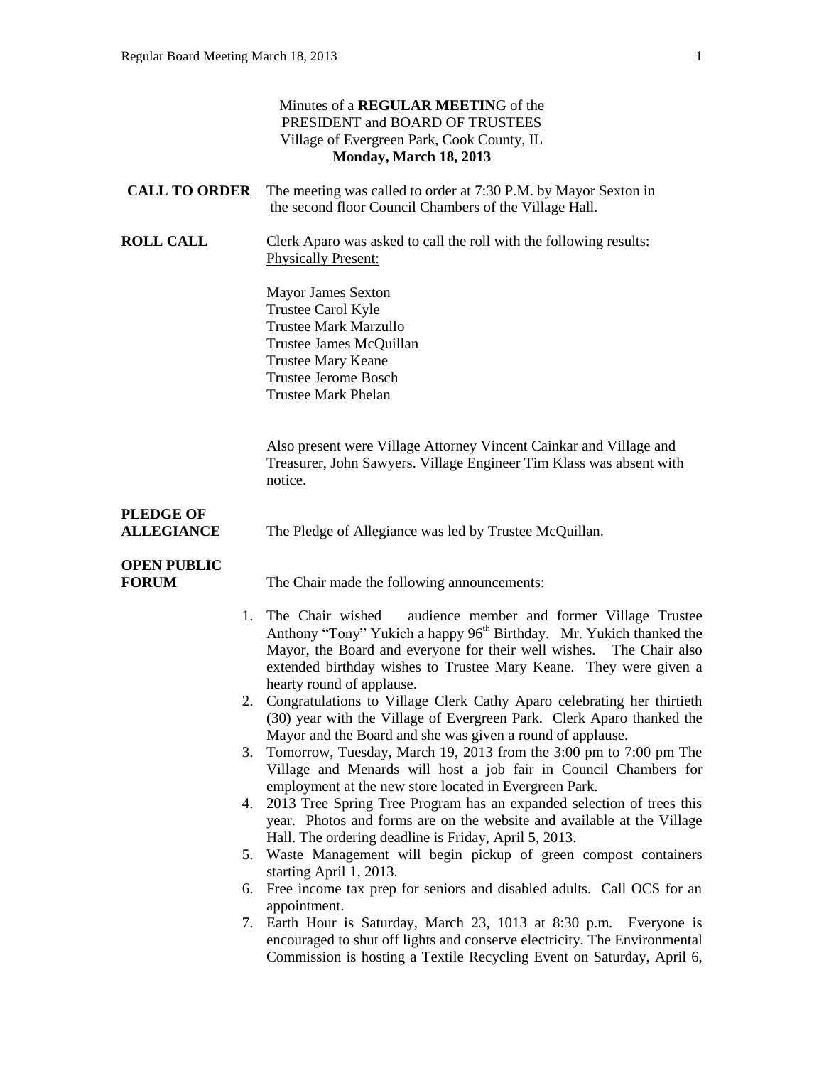Minutes of a **REGULAR MEETIN**G of the
PRESIDENT and BOARD OF TRUSTEES
Village of Evergreen Park, Cook County, IL
**Monday, March 18, 2013**

**CALL TO ORDER** The meeting was called to order at 7:30 P.M. by Mayor Sexton in the second floor Council Chambers of the Village Hall.

**ROLL CALL** Clerk Aparo was asked to call the roll with the following results:
Physically Present:

Mayor James Sexton
Trustee Carol Kyle
Trustee Mark Marzullo
Trustee James McQuillan
Trustee Mary Keane
Trustee Jerome Bosch
Trustee Mark Phelan

Also present were Village Attorney Vincent Cainkar and Village and Treasurer, John Sawyers. Village Engineer Tim Klass was absent with notice.

**PLEDGE OF ALLEGIANCE** The Pledge of Allegiance was led by Trustee McQuillan.

**OPEN PUBLIC FORUM** The Chair made the following announcements:

1. The Chair wished audience member and former Village Trustee Anthony "Tony" Yukich a happy 96th Birthday. Mr. Yukich thanked the Mayor, the Board and everyone for their well wishes. The Chair also extended birthday wishes to Trustee Mary Keane. They were given a hearty round of applause.
2. Congratulations to Village Clerk Cathy Aparo celebrating her thirtieth (30) year with the Village of Evergreen Park. Clerk Aparo thanked the Mayor and the Board and she was given a round of applause.
3. Tomorrow, Tuesday, March 19, 2013 from the 3:00 pm to 7:00 pm The Village and Menards will host a job fair in Council Chambers for employment at the new store located in Evergreen Park.
4. 2013 Tree Spring Tree Program has an expanded selection of trees this year. Photos and forms are on the website and available at the Village Hall. The ordering deadline is Friday, April 5, 2013.
5. Waste Management will begin pickup of green compost containers starting April 1, 2013.
6. Free income tax prep for seniors and disabled adults. Call OCS for an appointment.
7. Earth Hour is Saturday, March 23, 1013 at 8:30 p.m. Everyone is encouraged to shut off lights and conserve electricity. The Environmental Commission is hosting a Textile Recycling Event on Saturday, April 6,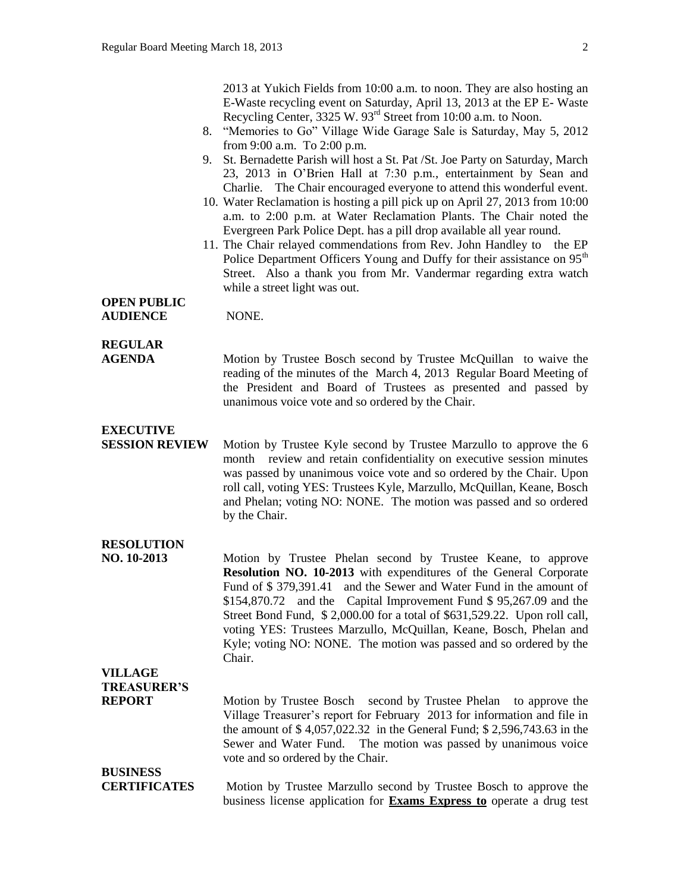2013 at Yukich Fields from 10:00 a.m. to noon. They are also hosting an E-Waste recycling event on Saturday, April 13, 2013 at the EP E- Waste Recycling Center, 3325 W. 93rd Street from 10:00 a.m. to Noon.

8. "Memories to Go" Village Wide Garage Sale is Saturday, May 5, 2012 from 9:00 a.m. To 2:00 p.m.
9. St. Bernadette Parish will host a St. Pat /St. Joe Party on Saturday, March 23, 2013 in O'Brien Hall at 7:30 p.m., entertainment by Sean and Charlie. The Chair encouraged everyone to attend this wonderful event.
10. Water Reclamation is hosting a pill pick up on April 27, 2013 from 10:00 a.m. to 2:00 p.m. at Water Reclamation Plants. The Chair noted the Evergreen Park Police Dept. has a pill drop available all year round.
11. The Chair relayed commendations from Rev. John Handley to the EP Police Department Officers Young and Duffy for their assistance on 95th Street. Also a thank you from Mr. Vandermar regarding extra watch while a street light was out.

**OPEN PUBLIC AUDIENCE**

NONE.

**REGULAR AGENDA**

Motion by Trustee Bosch second by Trustee McQuillan to waive the reading of the minutes of the March 4, 2013 Regular Board Meeting of the President and Board of Trustees as presented and passed by unanimous voice vote and so ordered by the Chair.

**EXECUTIVE SESSION REVIEW**

Motion by Trustee Kyle second by Trustee Marzullo to approve the 6 month review and retain confidentiality on executive session minutes was passed by unanimous voice vote and so ordered by the Chair. Upon roll call, voting YES: Trustees Kyle, Marzullo, McQuillan, Keane, Bosch and Phelan; voting NO: NONE. The motion was passed and so ordered by the Chair.

**RESOLUTION NO. 10-2013**

Motion by Trustee Phelan second by Trustee Keane, to approve **Resolution NO. 10-2013** with expenditures of the General Corporate Fund of \$ 379,391.41 and the Sewer and Water Fund in the amount of \$154,870.72 and the Capital Improvement Fund \$ 95,267.09 and the Street Bond Fund, \$ 2,000.00 for a total of \$631,529.22. Upon roll call, voting YES: Trustees Marzullo, McQuillan, Keane, Bosch, Phelan and Kyle; voting NO: NONE. The motion was passed and so ordered by the Chair.

**VILLAGE TREASURER'S REPORT**

Motion by Trustee Bosch second by Trustee Phelan to approve the Village Treasurer's report for February 2013 for information and file in the amount of \$ 4,057,022.32 in the General Fund; \$ 2,596,743.63 in the Sewer and Water Fund. The motion was passed by unanimous voice vote and so ordered by the Chair.

**BUSINESS CERTIFICATES**

Motion by Trustee Marzullo second by Trustee Bosch to approve the business license application for **Exams Express to** operate a drug test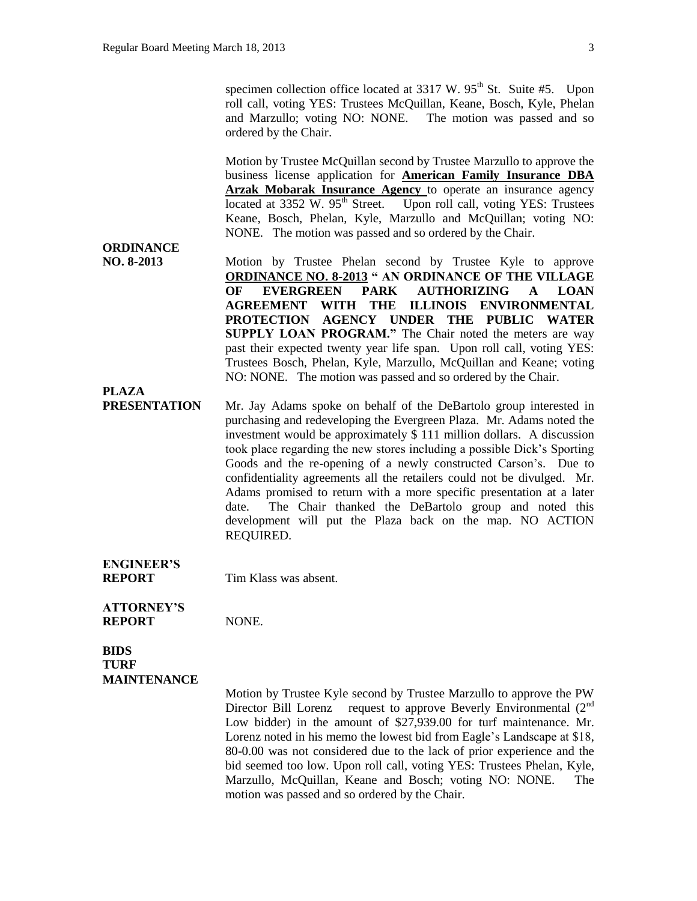specimen collection office located at 3317 W. 95th St. Suite #5. Upon roll call, voting YES: Trustees McQuillan, Keane, Bosch, Kyle, Phelan and Marzullo; voting NO: NONE. The motion was passed and so ordered by the Chair.

Motion by Trustee McQuillan second by Trustee Marzullo to approve the business license application for **American Family Insurance DBA Arzak Mobarak Insurance Agency** to operate an insurance agency located at 3352 W. 95th Street. Upon roll call, voting YES: Trustees Keane, Bosch, Phelan, Kyle, Marzullo and McQuillan; voting NO: NONE. The motion was passed and so ordered by the Chair.

**ORDINANCE NO. 8-2013**

Motion by Trustee Phelan second by Trustee Kyle to approve **ORDINANCE NO. 8-2013 " AN ORDINANCE OF THE VILLAGE OF EVERGREEN PARK AUTHORIZING A LOAN AGREEMENT WITH THE ILLINOIS ENVIRONMENTAL PROTECTION AGENCY UNDER THE PUBLIC WATER SUPPLY LOAN PROGRAM."** The Chair noted the meters are way past their expected twenty year life span. Upon roll call, voting YES: Trustees Bosch, Phelan, Kyle, Marzullo, McQuillan and Keane; voting NO: NONE. The motion was passed and so ordered by the Chair.

**PLAZA PRESENTATION**

Mr. Jay Adams spoke on behalf of the DeBartolo group interested in purchasing and redeveloping the Evergreen Plaza. Mr. Adams noted the investment would be approximately $ 111 million dollars. A discussion took place regarding the new stores including a possible Dick's Sporting Goods and the re-opening of a newly constructed Carson's. Due to confidentiality agreements all the retailers could not be divulged. Mr. Adams promised to return with a more specific presentation at a later date. The Chair thanked the DeBartolo group and noted this development will put the Plaza back on the map. NO ACTION REQUIRED.

**ENGINEER'S REPORT**

Tim Klass was absent.

**ATTORNEY'S REPORT**

NONE.

**BIDS TURF MAINTENANCE**

Motion by Trustee Kyle second by Trustee Marzullo to approve the PW Director Bill Lorenz request to approve Beverly Environmental (2nd Low bidder) in the amount of $27,939.00 for turf maintenance. Mr. Lorenz noted in his memo the lowest bid from Eagle's Landscape at $18, 80-0.00 was not considered due to the lack of prior experience and the bid seemed too low. Upon roll call, voting YES: Trustees Phelan, Kyle, Marzullo, McQuillan, Keane and Bosch; voting NO: NONE. The motion was passed and so ordered by the Chair.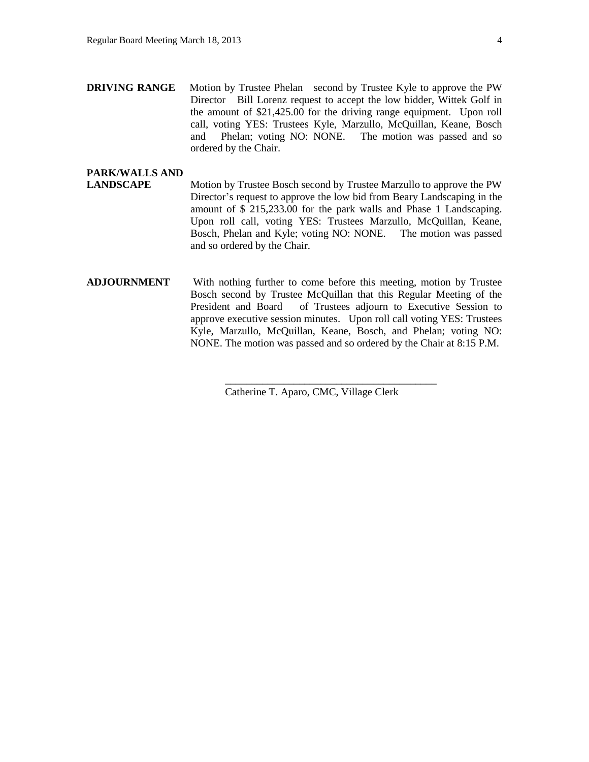**DRIVING RANGE** Motion by Trustee Phelan second by Trustee Kyle to approve the PW Director Bill Lorenz request to accept the low bidder, Wittek Golf in the amount of $21,425.00 for the driving range equipment. Upon roll call, voting YES: Trustees Kyle, Marzullo, McQuillan, Keane, Bosch and Phelan; voting NO: NONE. The motion was passed and so ordered by the Chair.

**PARK/WALLS AND LANDSCAPE** Motion by Trustee Bosch second by Trustee Marzullo to approve the PW Director's request to approve the low bid from Beary Landscaping in the amount of $ 215,233.00 for the park walls and Phase 1 Landscaping. Upon roll call, voting YES: Trustees Marzullo, McQuillan, Keane, Bosch, Phelan and Kyle; voting NO: NONE. The motion was passed and so ordered by the Chair.

**ADJOURNMENT** With nothing further to come before this meeting, motion by Trustee Bosch second by Trustee McQuillan that this Regular Meeting of the President and Board of Trustees adjourn to Executive Session to approve executive session minutes. Upon roll call voting YES: Trustees Kyle, Marzullo, McQuillan, Keane, Bosch, and Phelan; voting NO: NONE. The motion was passed and so ordered by the Chair at 8:15 P.M.

\_\_\_\_\_\_\_\_\_\_\_\_\_\_\_\_\_\_\_\_\_\_\_\_\_\_\_\_\_\_\_\_\_\_\_\_\_\_\_\_

Catherine T. Aparo, CMC, Village Clerk